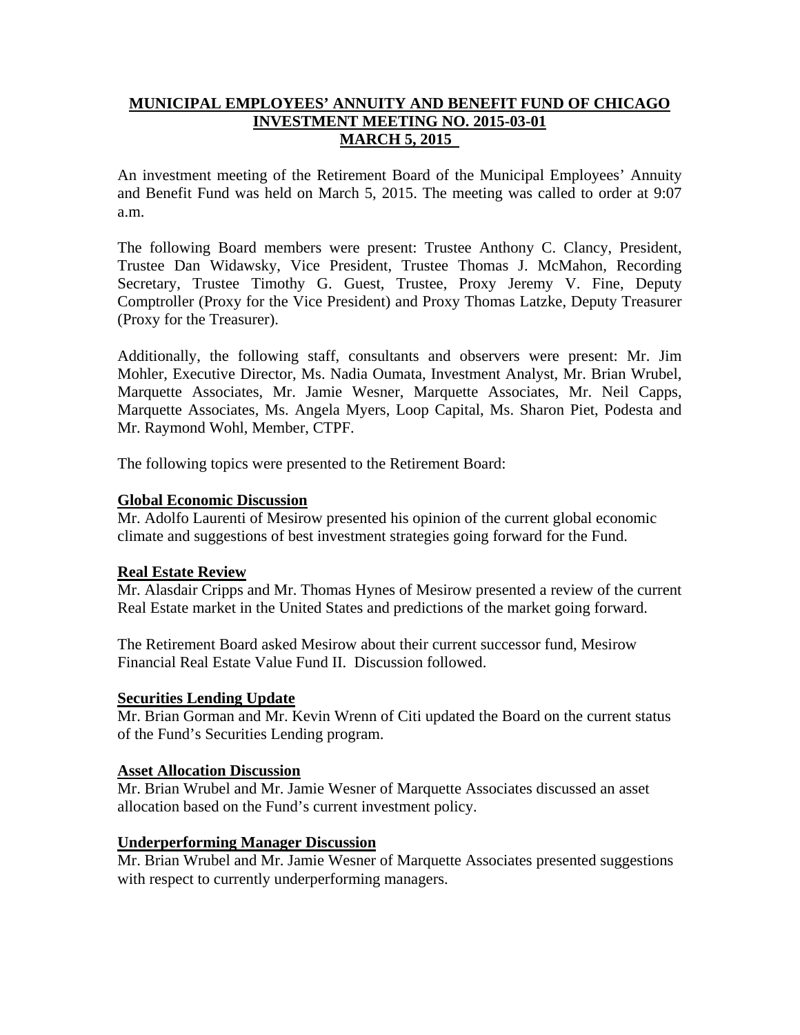# MUNICIPAL EMPLOYEES' ANNUITY AND BENEFIT FUND OF CHICAGO
## INVESTMENT MEETING NO. 2015-03-01
## MARCH 5, 2015

An investment meeting of the Retirement Board of the Municipal Employees' Annuity and Benefit Fund was held on March 5, 2015. The meeting was called to order at 9:07 a.m.

The following Board members were present: Trustee Anthony C. Clancy, President, Trustee Dan Widawsky, Vice President, Trustee Thomas J. McMahon, Recording Secretary, Trustee Timothy G. Guest, Trustee, Proxy Jeremy V. Fine, Deputy Comptroller (Proxy for the Vice President) and Proxy Thomas Latzke, Deputy Treasurer (Proxy for the Treasurer).

Additionally, the following staff, consultants and observers were present: Mr. Jim Mohler, Executive Director, Ms. Nadia Oumata, Investment Analyst, Mr. Brian Wrubel, Marquette Associates, Mr. Jamie Wesner, Marquette Associates, Mr. Neil Capps, Marquette Associates, Ms. Angela Myers, Loop Capital, Ms. Sharon Piet, Podesta and Mr. Raymond Wohl, Member, CTPF.

The following topics were presented to the Retirement Board:

**Global Economic Discussion**

Mr. Adolfo Laurenti of Mesirow presented his opinion of the current global economic climate and suggestions of best investment strategies going forward for the Fund.

**Real Estate Review**

Mr. Alasdair Cripps and Mr. Thomas Hynes of Mesirow presented a review of the current Real Estate market in the United States and predictions of the market going forward.

The Retirement Board asked Mesirow about their current successor fund, Mesirow Financial Real Estate Value Fund II. Discussion followed.

**Securities Lending Update**

Mr. Brian Gorman and Mr. Kevin Wrenn of Citi updated the Board on the current status of the Fund's Securities Lending program.

**Asset Allocation Discussion**

Mr. Brian Wrubel and Mr. Jamie Wesner of Marquette Associates discussed an asset allocation based on the Fund's current investment policy.

**Underperforming Manager Discussion**

Mr. Brian Wrubel and Mr. Jamie Wesner of Marquette Associates presented suggestions with respect to currently underperforming managers.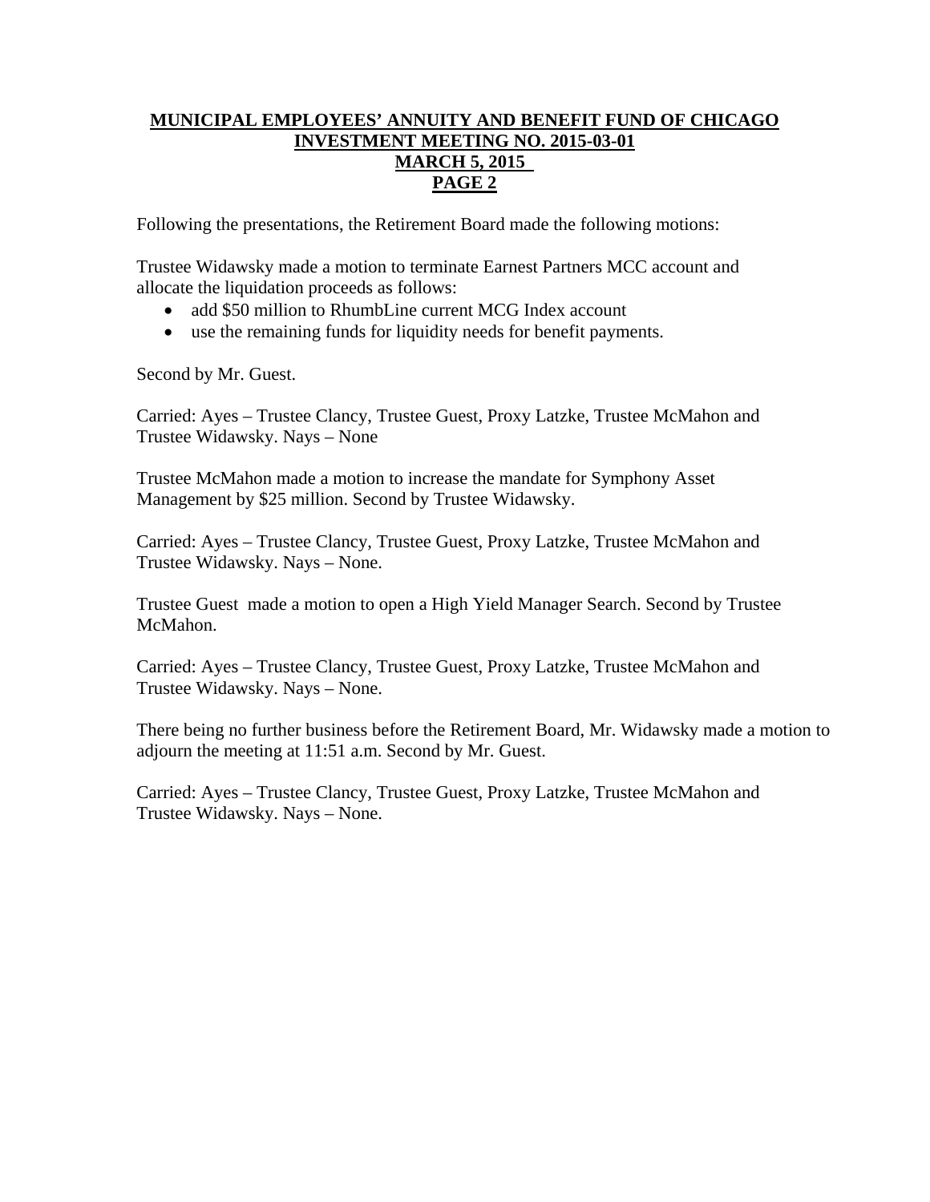Following the presentations, the Retirement Board made the following motions:

Trustee Widawsky made a motion to terminate Earnest Partners MCC account and allocate the liquidation proceeds as follows:

- add $50 million to RhumbLine current MCG Index account
- use the remaining funds for liquidity needs for benefit payments.

Second by Mr. Guest.

Carried: Ayes – Trustee Clancy, Trustee Guest, Proxy Latzke, Trustee McMahon and Trustee Widawsky. Nays – None

Trustee McMahon made a motion to increase the mandate for Symphony Asset Management by $25 million. Second by Trustee Widawsky.

Carried: Ayes – Trustee Clancy, Trustee Guest, Proxy Latzke, Trustee McMahon and Trustee Widawsky. Nays – None.

Trustee Guest made a motion to open a High Yield Manager Search. Second by Trustee McMahon.

Carried: Ayes – Trustee Clancy, Trustee Guest, Proxy Latzke, Trustee McMahon and Trustee Widawsky. Nays – None.

There being no further business before the Retirement Board, Mr. Widawsky made a motion to adjourn the meeting at 11:51 a.m. Second by Mr. Guest.

Carried: Ayes – Trustee Clancy, Trustee Guest, Proxy Latzke, Trustee McMahon and Trustee Widawsky. Nays – None.